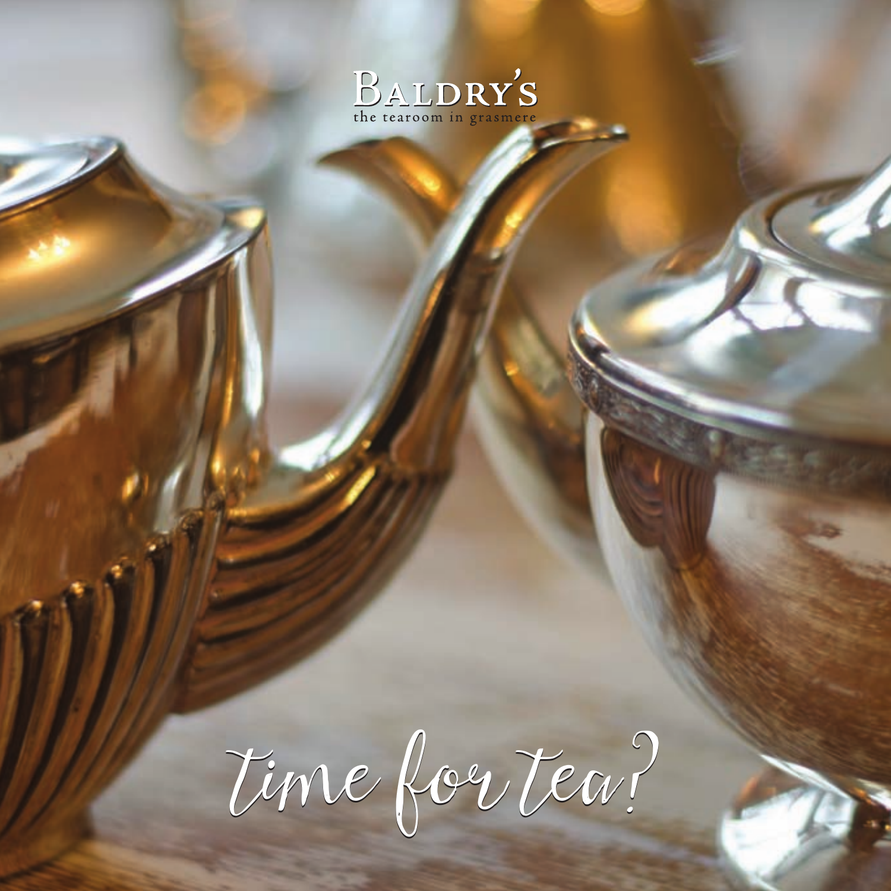# Baldry's

the tearoom in grasmere

*time for tea?*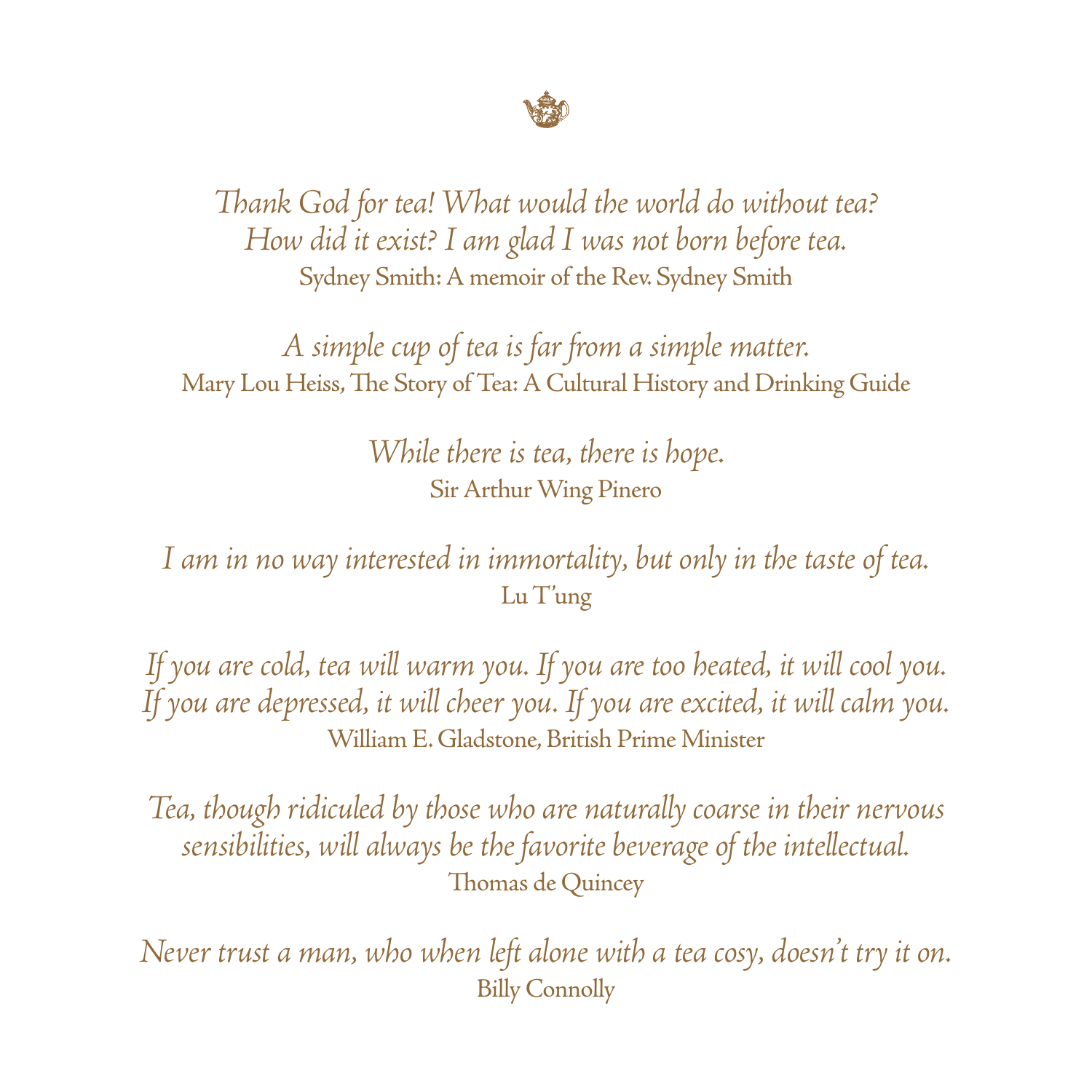*Thank God for tea! What would the world do without tea?*
*How did it exist? I am glad I was not born before tea.*
Sydney Smith: A memoir of the Rev. Sydney Smith

*A simple cup of tea is far from a simple matter.*
Mary Lou Heiss, The Story of Tea: A Cultural History and Drinking Guide

*While there is tea, there is hope.*
Sir Arthur Wing Pinero

*I am in no way interested in immortality, but only in the taste of tea.*
Lu T'ung

*If you are cold, tea will warm you. If you are too heated, it will cool you.*
*If you are depressed, it will cheer you. If you are excited, it will calm you.*
William E. Gladstone, British Prime Minister

*Tea, though ridiculed by those who are naturally coarse in their nervous sensibilities, will always be the favorite beverage of the intellectual.*
Thomas de Quincey

*Never trust a man, who when left alone with a tea cosy, doesn't try it on.*
Billy Connolly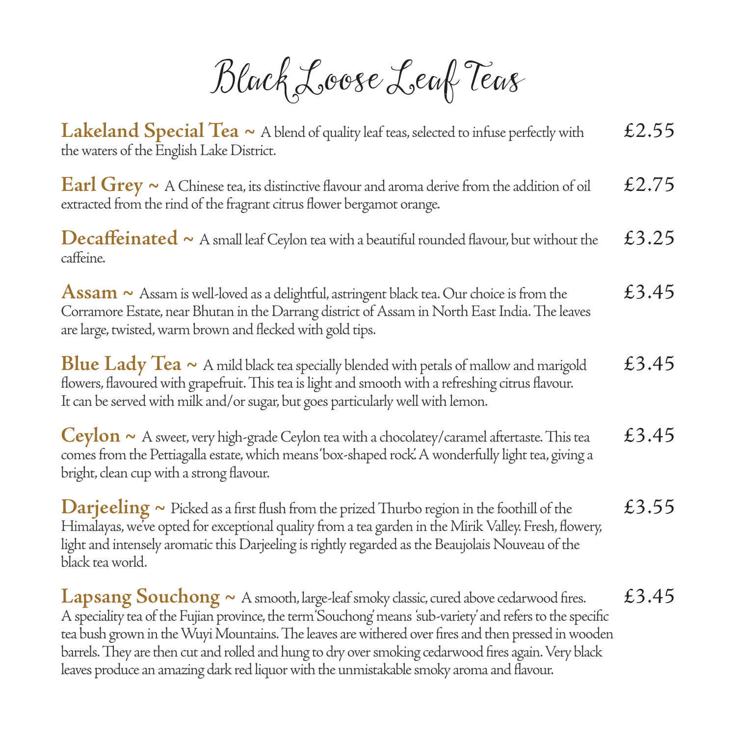# Black Loose Leaf Teas

**Lakeland Special Tea** ~ A blend of quality leaf teas, selected to infuse perfectly with the waters of the English Lake District. £2.55

**Earl Grey** ~ A Chinese tea, its distinctive flavour and aroma derive from the addition of oil extracted from the rind of the fragrant citrus flower bergamot orange. £2.75

**Decaffeinated** ~ A small leaf Ceylon tea with a beautiful rounded flavour, but without the caffeine. £3.25

**Assam** ~ Assam is well-loved as a delightful, astringent black tea. Our choice is from the Corramore Estate, near Bhutan in the Darrang district of Assam in North East India. The leaves are large, twisted, warm brown and flecked with gold tips. £3.45

**Blue Lady Tea** ~ A mild black tea specially blended with petals of mallow and marigold flowers, flavoured with grapefruit. This tea is light and smooth with a refreshing citrus flavour. It can be served with milk and/or sugar, but goes particularly well with lemon. £3.45

**Ceylon** ~ A sweet, very high-grade Ceylon tea with a chocolatey/caramel aftertaste. This tea comes from the Pettiagalla estate, which means 'box-shaped rock'. A wonderfully light tea, giving a bright, clean cup with a strong flavour. £3.45

**Darjeeling** ~ Picked as a first flush from the prized Thurbo region in the foothill of the Himalayas, we've opted for exceptional quality from a tea garden in the Mirik Valley. Fresh, flowery, light and intensely aromatic this Darjeeling is rightly regarded as the Beaujolais Nouveau of the black tea world. £3.55

**Lapsang Souchong** ~ A smooth, large-leaf smoky classic, cured above cedarwood fires. A speciality tea of the Fujian province, the term 'Souchong' means 'sub-variety' and refers to the specific tea bush grown in the Wuyi Mountains. The leaves are withered over fires and then pressed in wooden barrels. They are then cut and rolled and hung to dry over smoking cedarwood fires again. Very black leaves produce an amazing dark red liquor with the unmistakable smoky aroma and flavour. £3.45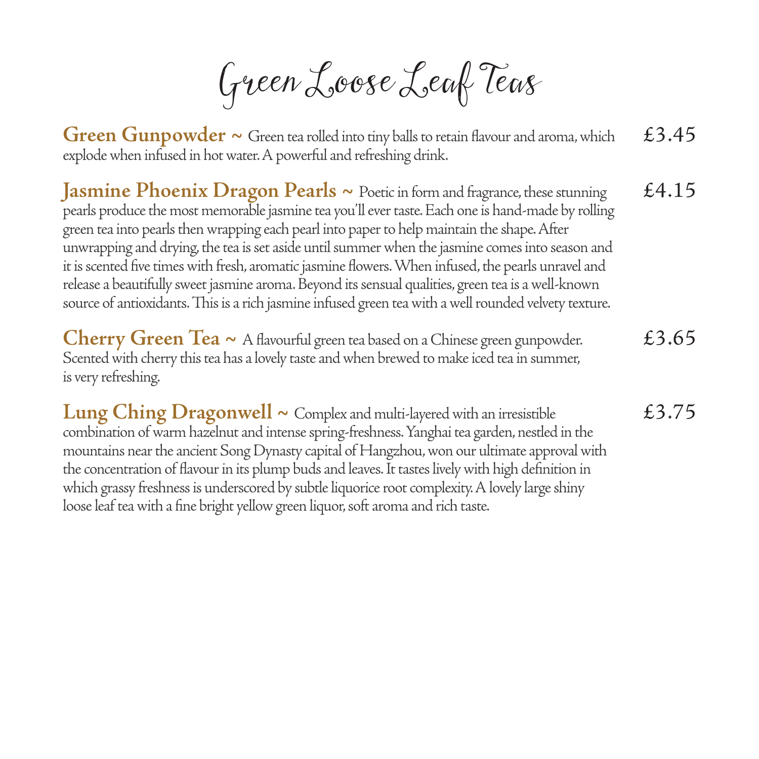# Green Loose Leaf Teas

**Green Gunpowder ~** Green tea rolled into tiny balls to retain flavour and aroma, which explode when infused in hot water. A powerful and refreshing drink. £3.45

**Jasmine Phoenix Dragon Pearls ~** Poetic in form and fragrance, these stunning pearls produce the most memorable jasmine tea you'll ever taste. Each one is hand-made by rolling green tea into pearls then wrapping each pearl into paper to help maintain the shape. After unwrapping and drying, the tea is set aside until summer when the jasmine comes into season and it is scented five times with fresh, aromatic jasmine flowers. When infused, the pearls unravel and release a beautifully sweet jasmine aroma. Beyond its sensual qualities, green tea is a well-known source of antioxidants. This is a rich jasmine infused green tea with a well rounded velvety texture. £4.15

**Cherry Green Tea ~** A flavourful green tea based on a Chinese green gunpowder. Scented with cherry this tea has a lovely taste and when brewed to make iced tea in summer, is very refreshing. £3.65

**Lung Ching Dragonwell ~** Complex and multi-layered with an irresistible combination of warm hazelnut and intense spring-freshness. Yanghai tea garden, nestled in the mountains near the ancient Song Dynasty capital of Hangzhou, won our ultimate approval with the concentration of flavour in its plump buds and leaves. It tastes lively with high definition in which grassy freshness is underscored by subtle liquorice root complexity. A lovely large shiny loose leaf tea with a fine bright yellow green liquor, soft aroma and rich taste. £3.75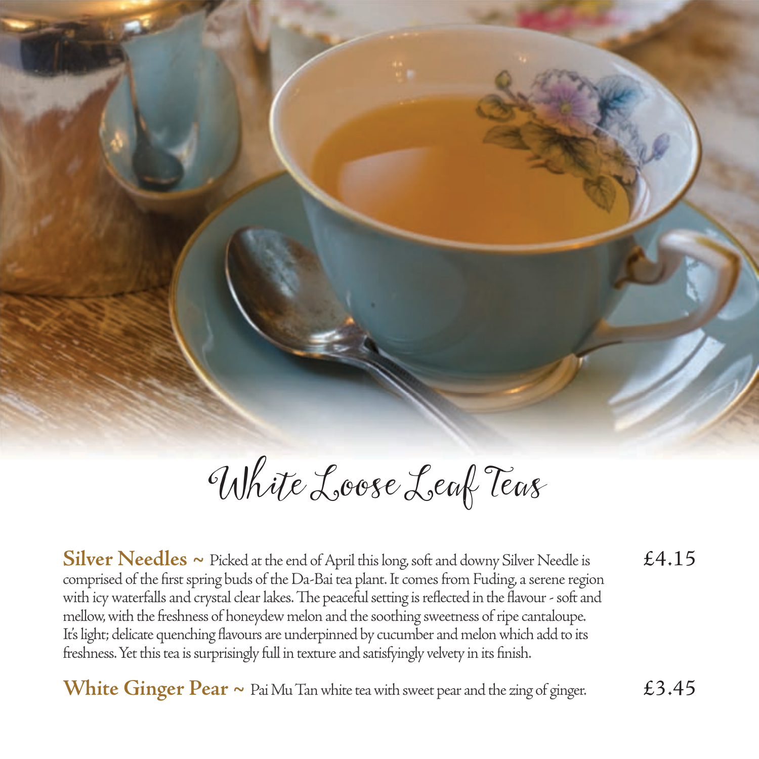# White Loose Leaf Teas

**Silver Needles ~** Picked at the end of April this long, soft and downy Silver Needle is comprised of the first spring buds of the Da-Bai tea plant. It comes from Fuding, a serene region with icy waterfalls and crystal clear lakes. The peaceful setting is reflected in the flavour - soft and mellow, with the freshness of honeydew melon and the soothing sweetness of ripe cantaloupe. It's light; delicate quenching flavours are underpinned by cucumber and melon which add to its freshness. Yet this tea is surprisingly full in texture and satisfyingly velvety in its finish. £4.15

**White Ginger Pear ~** Pai Mu Tan white tea with sweet pear and the zing of ginger. £3.45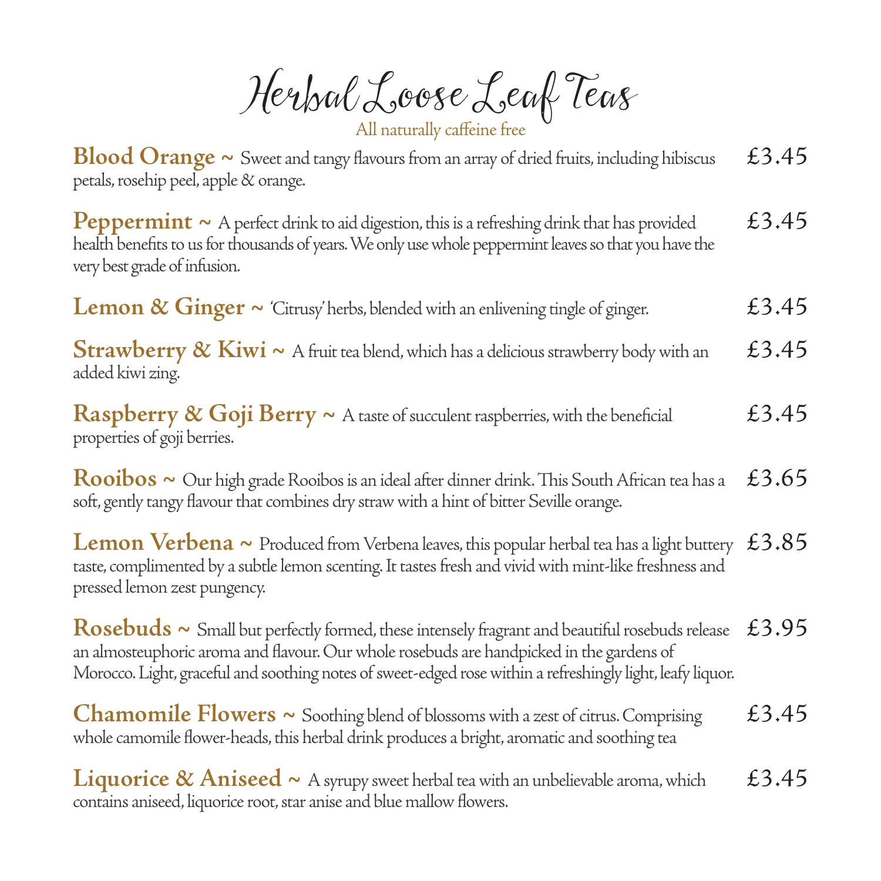# Herbal Loose Leaf Teas

All naturally caffeine free

**Blood Orange** ~ Sweet and tangy flavours from an array of dried fruits, including hibiscus petals, rosehip peel, apple & orange. £3.45

**Peppermint** ~ A perfect drink to aid digestion, this is a refreshing drink that has provided health benefits to us for thousands of years. We only use whole peppermint leaves so that you have the very best grade of infusion. £3.45

**Lemon & Ginger** ~ 'Citrusy' herbs, blended with an enlivening tingle of ginger. £3.45

**Strawberry & Kiwi** ~ A fruit tea blend, which has a delicious strawberry body with an added kiwi zing. £3.45

**Raspberry & Goji Berry** ~ A taste of succulent raspberries, with the beneficial properties of goji berries. £3.45

**Rooibos** ~ Our high grade Rooibos is an ideal after dinner drink. This South African tea has a soft, gently tangy flavour that combines dry straw with a hint of bitter Seville orange. £3.65

**Lemon Verbena** ~ Produced from Verbena leaves, this popular herbal tea has a light buttery taste, complimented by a subtle lemon scenting. It tastes fresh and vivid with mint-like freshness and pressed lemon zest pungency. £3.85

**Rosebuds** ~ Small but perfectly formed, these intensely fragrant and beautiful rosebuds release an almosteuphoric aroma and flavour. Our whole rosebuds are handpicked in the gardens of Morocco. Light, graceful and soothing notes of sweet-edged rose within a refreshingly light, leafy liquor. £3.95

**Chamomile Flowers** ~ Soothing blend of blossoms with a zest of citrus. Comprising whole camomile flower-heads, this herbal drink produces a bright, aromatic and soothing tea £3.45

**Liquorice & Aniseed** ~ A syrupy sweet herbal tea with an unbelievable aroma, which contains aniseed, liquorice root, star anise and blue mallow flowers. £3.45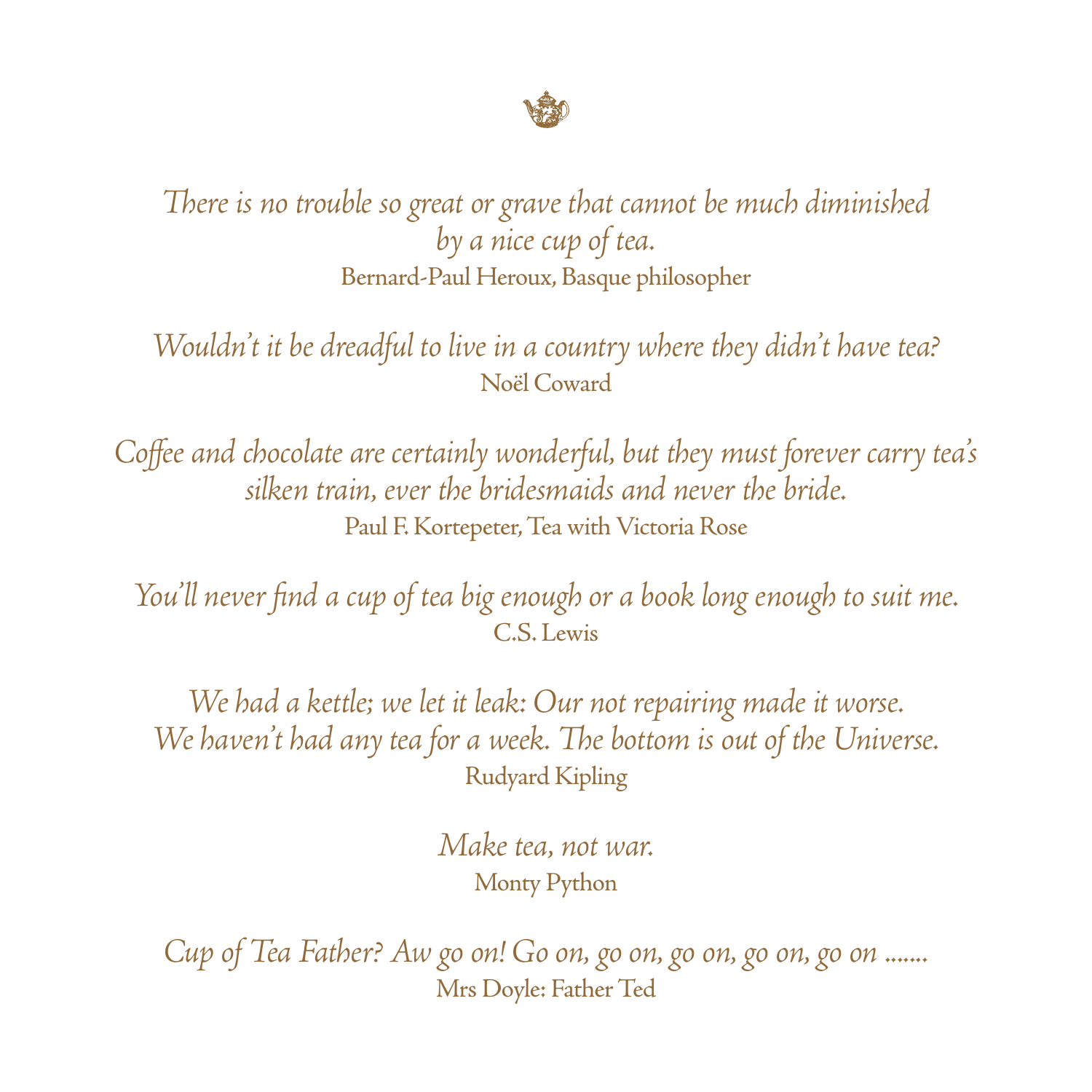*There is no trouble so great or grave that cannot be much diminished by a nice cup of tea.*
Bernard-Paul Heroux, Basque philosopher

*Wouldn't it be dreadful to live in a country where they didn't have tea?*
Noël Coward

*Coffee and chocolate are certainly wonderful, but they must forever carry tea's silken train, ever the bridesmaids and never the bride.*
Paul F. Kortepeter, Tea with Victoria Rose

*You'll never find a cup of tea big enough or a book long enough to suit me.*
C.S. Lewis

*We had a kettle; we let it leak: Our not repairing made it worse.*
*We haven't had any tea for a week. The bottom is out of the Universe.*
Rudyard Kipling

*Make tea, not war.*
Monty Python

*Cup of Tea Father? Aw go on! Go on, go on, go on, go on, go on .......*
Mrs Doyle: Father Ted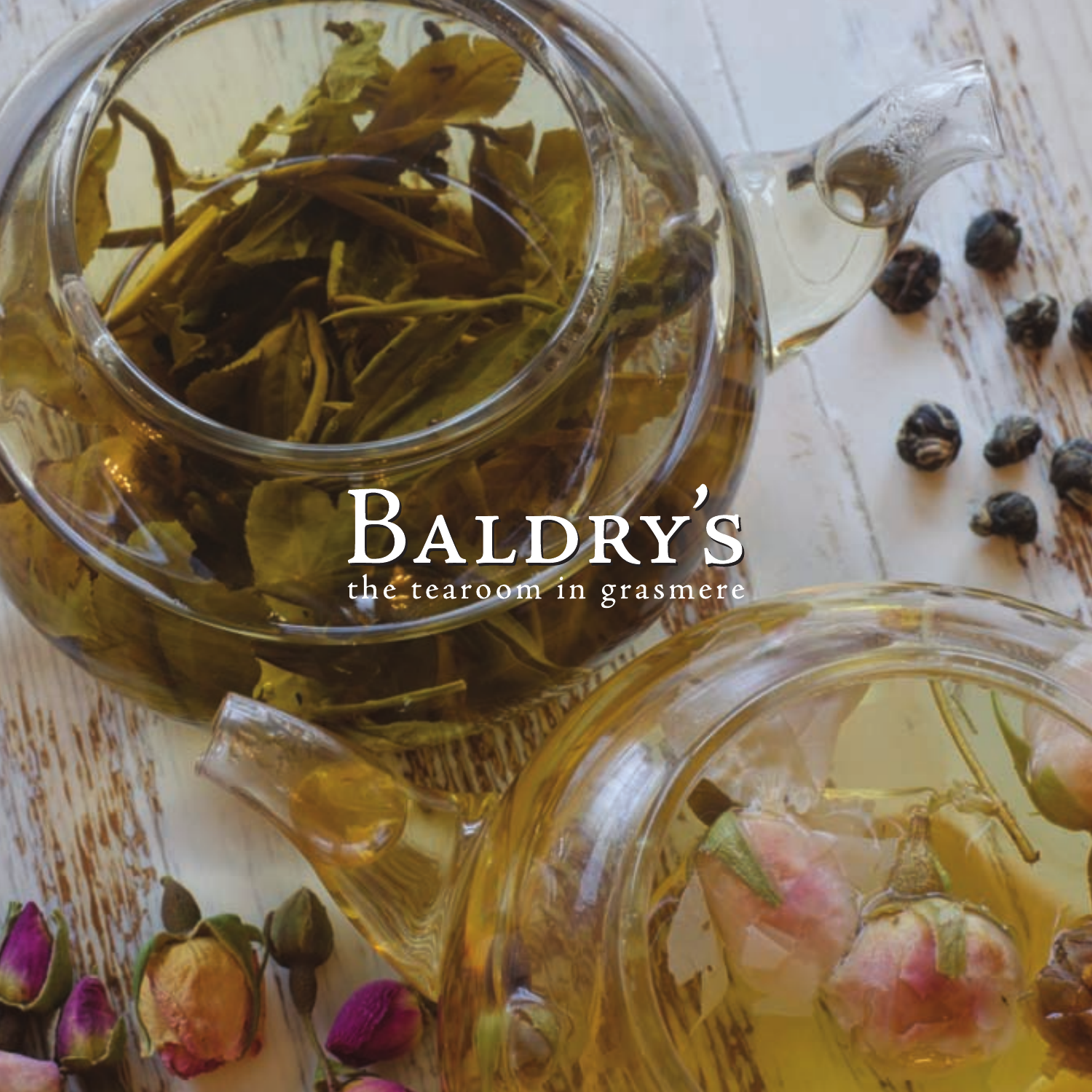# Baldry's

the tearoom in grasmere